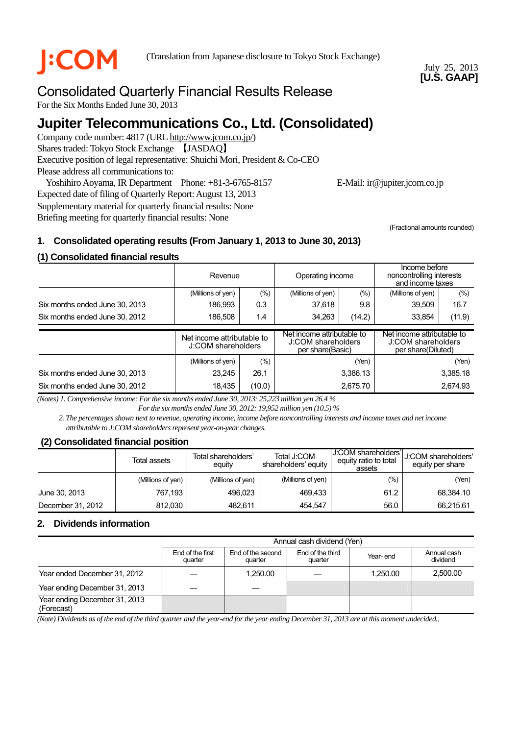J:COM (Translation from Japanese disclosure to Tokyo Stock Exchange)

July 25, 2013
**[U.S. GAAP]**

# Consolidated Quarterly Financial Results Release

For the Six Months Ended June 30, 2013

# Jupiter Telecommunications Co., Ltd. (Consolidated)

Company code number: 4817 (URL http://www.jcom.co.jp/)
Shares traded: Tokyo Stock Exchange 【JASDAQ】
Executive position of legal representative: Shuichi Mori, President & Co-CEO
Please address all communications to:
Yoshihiro Aoyama, IR Department Phone: +81-3-6765-8157 E-Mail: ir@jupiter.jcom.co.jp
Expected date of filing of Quarterly Report: August 13, 2013
Supplementary material for quarterly financial results: None
Briefing meeting for quarterly financial results: None

(Fractional amounts rounded)

## 1. Consolidated operating results (From January 1, 2013 to June 30, 2013)

### (1) Consolidated financial results

| | Revenue | | Operating income | | Income before noncontrolling interests and income taxes | |
|---|---|---|---|---|---|---|
| | (Millions of yen) | (%) | (Millions of yen) | (%) | (Millions of yen) | (%) |
| Six months ended June 30, 2013 | 186,993 | 0.3 | 37,618 | 9.8 | 39,509 | 16.7 |
| Six months ended June 30, 2012 | 186,508 | 1.4 | 34,263 | (14.2) | 33,854 | (11.9) |

| | Net income attributable to J:COM shareholders | | Net income attributable to J:COM shareholders per share(Basic) | Net income attributable to J:COM shareholders per share(Diluted) |
|---|---|---|---|---|
| | (Millions of yen) | (%) | (Yen) | (Yen) |
| Six months ended June 30, 2013 | 23,245 | 26.1 | 3,386.13 | 3,385.18 |
| Six months ended June 30, 2012 | 18,435 | (10.0) | 2,675.70 | 2,674.93 |

*(Notes) 1. Comprehensive income: For the six months ended June 30, 2013: 25,223 million yen 26.4 %*
*For the six months ended June 30, 2012: 19,952 million yen (10.5) %*
*2. The percentages shown next to revenue, operating income, income before noncontrolling interests and income taxes and net income attributable to J:COM shareholders represent year-on-year changes.*

### (2) Consolidated financial position

| | Total assets | Total shareholders' equity | Total J:COM shareholders' equity | J:COM shareholders' equity ratio to total assets | J:COM shareholders' equity per share |
|---|---|---|---|---|---|
| | (Millions of yen) | (Millions of yen) | (Millions of yen) | (%) | (Yen) |
| June 30, 2013 | 767,193 | 496,023 | 469,433 | 61.2 | 68,384.10 |
| December 31, 2012 | 812,030 | 482,611 | 454,547 | 56.0 | 66,215.61 |

## 2. Dividends information

| | Annual cash dividend (Yen) | | | | |
|---|---|---|---|---|---|
| | End of the first quarter | End of the second quarter | End of the third quarter | Year- end | Annual cash dividend |
| Year ended December 31, 2012 | — | 1,250.00 | — | 1,250.00 | 2,500.00 |
| Year ending December 31, 2013 | — | — | | | |
| Year ending December 31, 2013 (Forecast) | | | | | |

*(Note) Dividends as of the end of the third quarter and the year-end for the year ending December 31, 2013 are at this moment undecided..*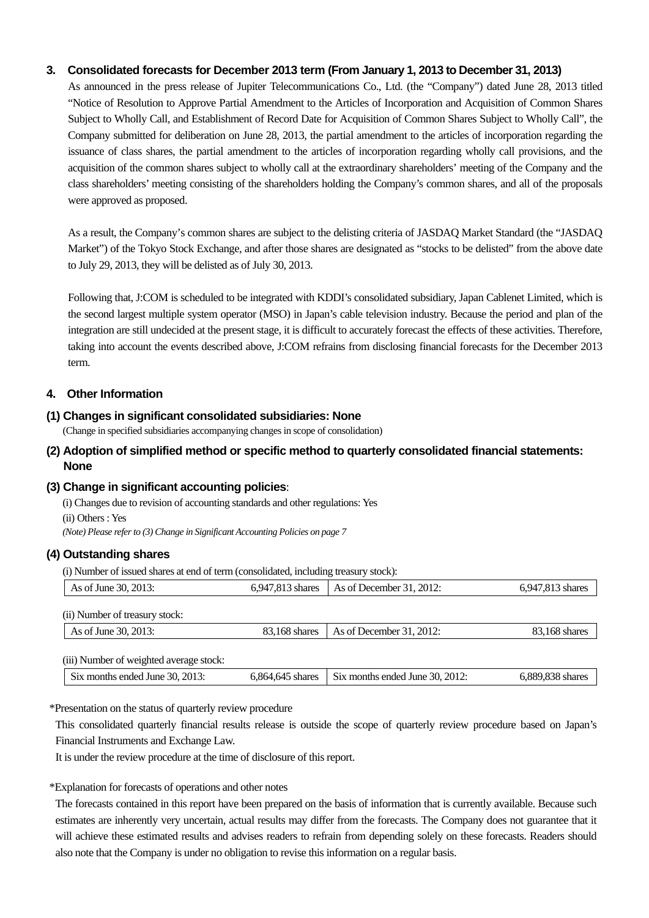## 3. Consolidated forecasts for December 2013 term (From January 1, 2013 to December 31, 2013)

As announced in the press release of Jupiter Telecommunications Co., Ltd. (the "Company") dated June 28, 2013 titled "Notice of Resolution to Approve Partial Amendment to the Articles of Incorporation and Acquisition of Common Shares Subject to Wholly Call, and Establishment of Record Date for Acquisition of Common Shares Subject to Wholly Call", the Company submitted for deliberation on June 28, 2013, the partial amendment to the articles of incorporation regarding the issuance of class shares, the partial amendment to the articles of incorporation regarding wholly call provisions, and the acquisition of the common shares subject to wholly call at the extraordinary shareholders' meeting of the Company and the class shareholders' meeting consisting of the shareholders holding the Company's common shares, and all of the proposals were approved as proposed.

As a result, the Company's common shares are subject to the delisting criteria of JASDAQ Market Standard (the "JASDAQ Market") of the Tokyo Stock Exchange, and after those shares are designated as "stocks to be delisted" from the above date to July 29, 2013, they will be delisted as of July 30, 2013.

Following that, J:COM is scheduled to be integrated with KDDI's consolidated subsidiary, Japan Cablenet Limited, which is the second largest multiple system operator (MSO) in Japan's cable television industry. Because the period and plan of the integration are still undecided at the present stage, it is difficult to accurately forecast the effects of these activities. Therefore, taking into account the events described above, J:COM refrains from disclosing financial forecasts for the December 2013 term.

## 4. Other Information

### (1) Changes in significant consolidated subsidiaries: None

(Change in specified subsidiaries accompanying changes in scope of consolidation)

### (2) Adoption of simplified method or specific method to quarterly consolidated financial statements: None

### (3) Change in significant accounting policies:

(i) Changes due to revision of accounting standards and other regulations: Yes

(ii) Others : Yes

*(Note) Please refer to (3) Change in Significant Accounting Policies on page 7*

### (4) Outstanding shares

(i) Number of issued shares at end of term (consolidated, including treasury stock):

| As of June 30, 2013: | 6,947,813 shares | As of December 31, 2012: | 6,947,813 shares |
|---|---|---|---|

(ii) Number of treasury stock:

| As of June 30, 2013: | 83,168 shares | As of December 31, 2012: | 83,168 shares |
|---|---|---|---|

(iii) Number of weighted average stock:

| Six months ended June 30, 2013: | 6,864,645 shares | Six months ended June 30, 2012: | 6,889,838 shares |
|---|---|---|---|

*Presentation on the status of quarterly review procedure

This consolidated quarterly financial results release is outside the scope of quarterly review procedure based on Japan's Financial Instruments and Exchange Law.

It is under the review procedure at the time of disclosure of this report.

*Explanation for forecasts of operations and other notes

The forecasts contained in this report have been prepared on the basis of information that is currently available. Because such estimates are inherently very uncertain, actual results may differ from the forecasts. The Company does not guarantee that it will achieve these estimated results and advises readers to refrain from depending solely on these forecasts. Readers should also note that the Company is under no obligation to revise this information on a regular basis.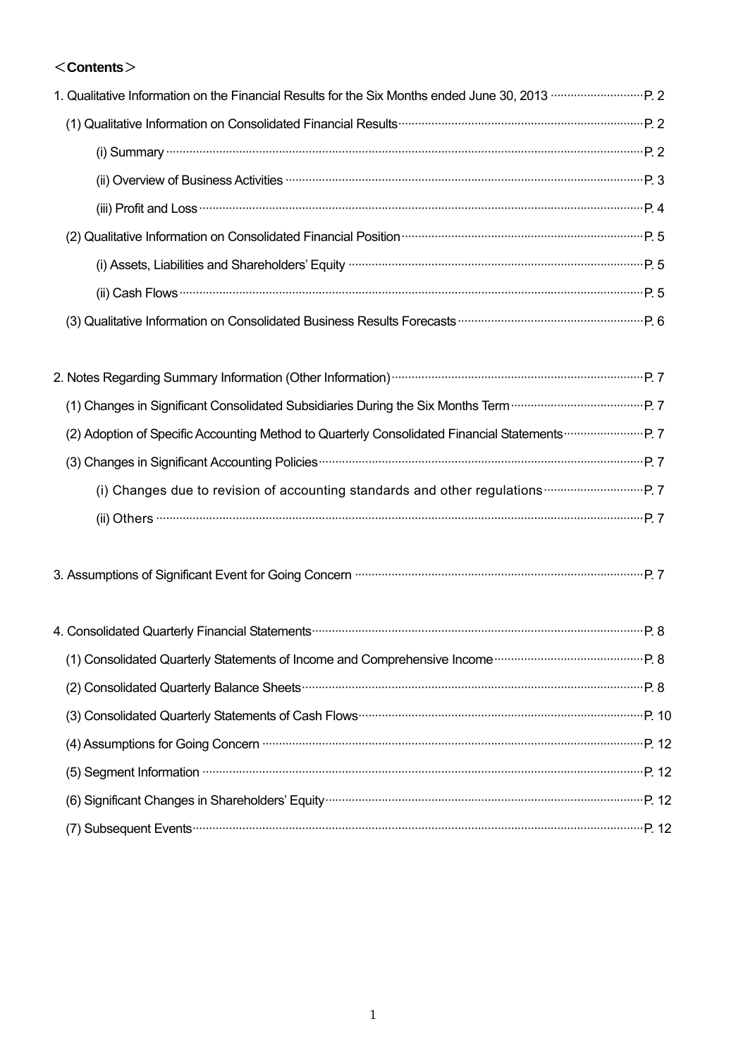## ＜Contents＞

1. Qualitative Information on the Financial Results for the Six Months ended June 30, 2013 ………… P. 2
   - (1) Qualitative Information on Consolidated Financial Results ………… P. 2
     - (i) Summary ………… P. 2
     - (ii) Overview of Business Activities ………… P. 3
     - (iii) Profit and Loss ………… P. 4
   - (2) Qualitative Information on Consolidated Financial Position ………… P. 5
     - (i) Assets, Liabilities and Shareholders' Equity ………… P. 5
     - (ii) Cash Flows ………… P. 5
   - (3) Qualitative Information on Consolidated Business Results Forecasts ………… P. 6

2. Notes Regarding Summary Information (Other Information) ………… P. 7
   - (1) Changes in Significant Consolidated Subsidiaries During the Six Months Term ………… P. 7
   - (2) Adoption of Specific Accounting Method to Quarterly Consolidated Financial Statements ………… P. 7
   - (3) Changes in Significant Accounting Policies ………… P. 7
     - (i) Changes due to revision of accounting standards and other regulations ………… P. 7
     - (ii) Others ………… P. 7

3. Assumptions of Significant Event for Going Concern ………… P. 7

4. Consolidated Quarterly Financial Statements ………… P. 8
   - (1) Consolidated Quarterly Statements of Income and Comprehensive Income ………… P. 8
   - (2) Consolidated Quarterly Balance Sheets ………… P. 8
   - (3) Consolidated Quarterly Statements of Cash Flows ………… P. 10
   - (4) Assumptions for Going Concern ………… P. 12
   - (5) Segment Information ………… P. 12
   - (6) Significant Changes in Shareholders' Equity ………… P. 12
   - (7) Subsequent Events ………… P. 12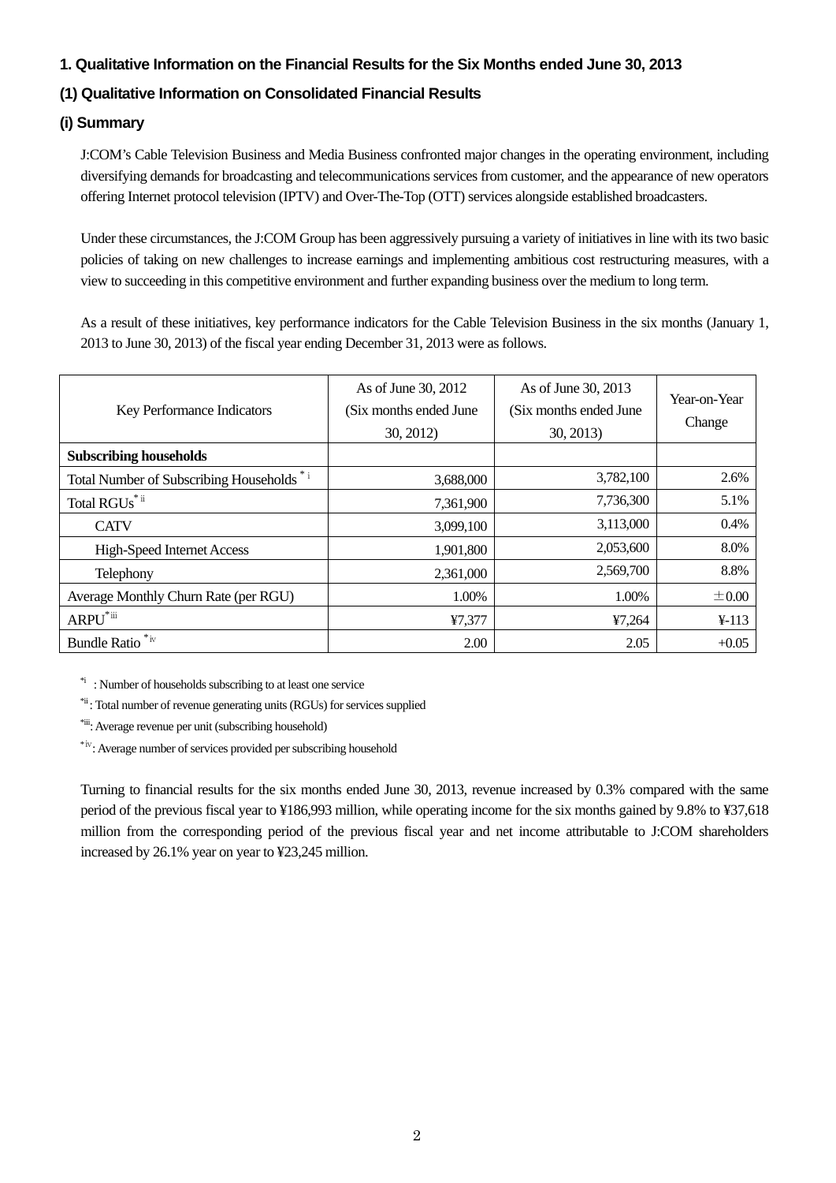## 1. Qualitative Information on the Financial Results for the Six Months ended June 30, 2013

### (1) Qualitative Information on Consolidated Financial Results

#### (i) Summary

J:COM's Cable Television Business and Media Business confronted major changes in the operating environment, including diversifying demands for broadcasting and telecommunications services from customer, and the appearance of new operators offering Internet protocol television (IPTV) and Over-The-Top (OTT) services alongside established broadcasters.

Under these circumstances, the J:COM Group has been aggressively pursuing a variety of initiatives in line with its two basic policies of taking on new challenges to increase earnings and implementing ambitious cost restructuring measures, with a view to succeeding in this competitive environment and further expanding business over the medium to long term.

As a result of these initiatives, key performance indicators for the Cable Television Business in the six months (January 1, 2013 to June 30, 2013) of the fiscal year ending December 31, 2013 were as follows.

| Key Performance Indicators | As of June 30, 2012 (Six months ended June 30, 2012) | As of June 30, 2013 (Six months ended June 30, 2013) | Year-on-Year Change |
|---|---|---|---|
| **Subscribing households** | | | |
| Total Number of Subscribing Households *i | 3,688,000 | 3,782,100 | 2.6% |
| Total RGUs*ii | 7,361,900 | 7,736,300 | 5.1% |
| CATV | 3,099,100 | 3,113,000 | 0.4% |
| High-Speed Internet Access | 1,901,800 | 2,053,600 | 8.0% |
| Telephony | 2,361,000 | 2,569,700 | 8.8% |
| Average Monthly Churn Rate (per RGU) | 1.00% | 1.00% | ±0.00 |
| ARPU*iii | ¥7,377 | ¥7,264 | ¥-113 |
| Bundle Ratio *iv | 2.00 | 2.05 | +0.05 |

*i : Number of households subscribing to at least one service

*ii : Total number of revenue generating units (RGUs) for services supplied

*iii: Average revenue per unit (subscribing household)

*iv: Average number of services provided per subscribing household

Turning to financial results for the six months ended June 30, 2013, revenue increased by 0.3% compared with the same period of the previous fiscal year to ¥186,993 million, while operating income for the six months gained by 9.8% to ¥37,618 million from the corresponding period of the previous fiscal year and net income attributable to J:COM shareholders increased by 26.1% year on year to ¥23,245 million.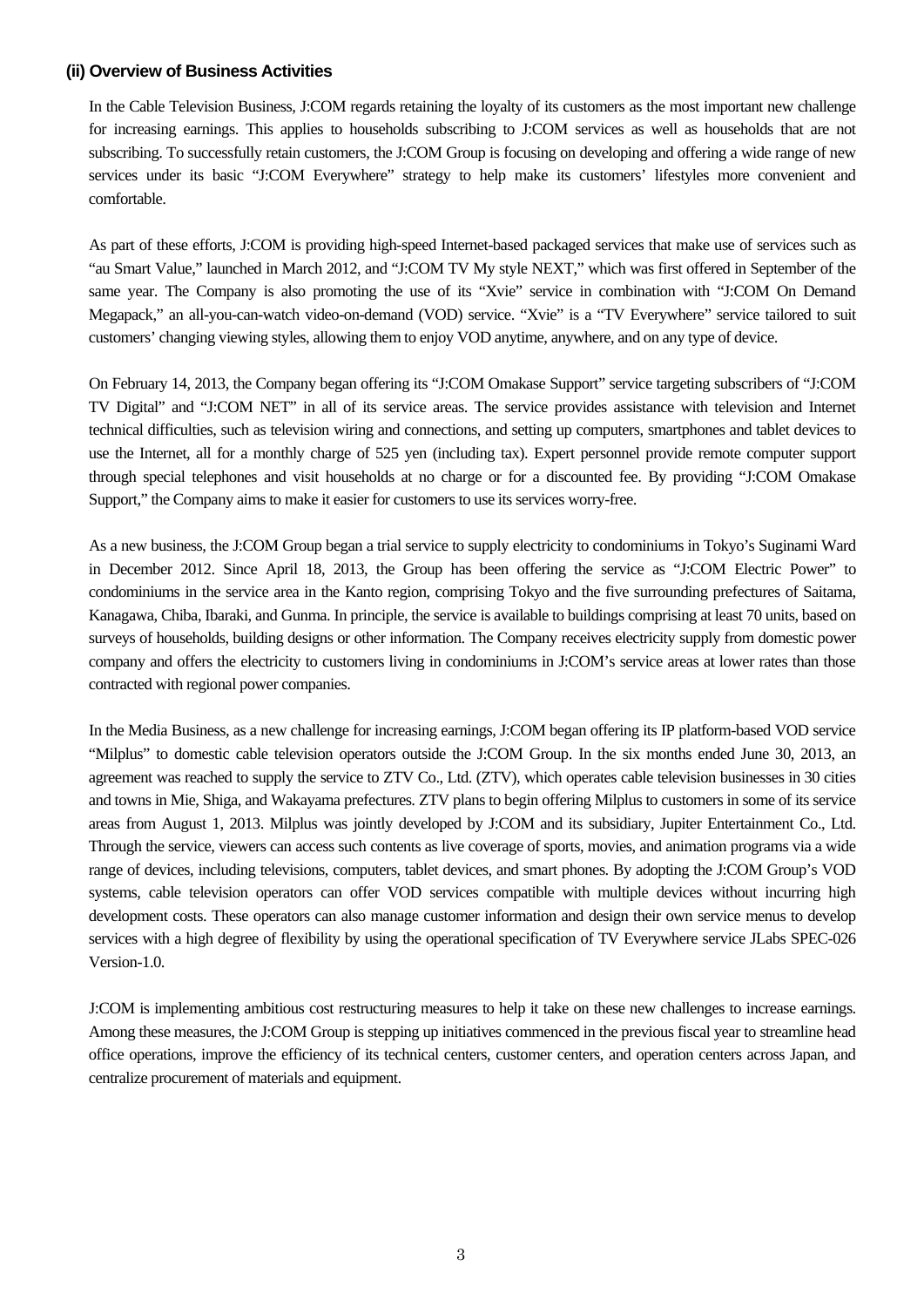### (ii) Overview of Business Activities

In the Cable Television Business, J:COM regards retaining the loyalty of its customers as the most important new challenge for increasing earnings. This applies to households subscribing to J:COM services as well as households that are not subscribing. To successfully retain customers, the J:COM Group is focusing on developing and offering a wide range of new services under its basic "J:COM Everywhere" strategy to help make its customers' lifestyles more convenient and comfortable.

As part of these efforts, J:COM is providing high-speed Internet-based packaged services that make use of services such as "au Smart Value," launched in March 2012, and "J:COM TV My style NEXT," which was first offered in September of the same year. The Company is also promoting the use of its "Xvie" service in combination with "J:COM On Demand Megapack," an all-you-can-watch video-on-demand (VOD) service. "Xvie" is a "TV Everywhere" service tailored to suit customers' changing viewing styles, allowing them to enjoy VOD anytime, anywhere, and on any type of device.

On February 14, 2013, the Company began offering its "J:COM Omakase Support" service targeting subscribers of "J:COM TV Digital" and "J:COM NET" in all of its service areas. The service provides assistance with television and Internet technical difficulties, such as television wiring and connections, and setting up computers, smartphones and tablet devices to use the Internet, all for a monthly charge of 525 yen (including tax). Expert personnel provide remote computer support through special telephones and visit households at no charge or for a discounted fee. By providing "J:COM Omakase Support," the Company aims to make it easier for customers to use its services worry-free.

As a new business, the J:COM Group began a trial service to supply electricity to condominiums in Tokyo's Suginami Ward in December 2012. Since April 18, 2013, the Group has been offering the service as "J:COM Electric Power" to condominiums in the service area in the Kanto region, comprising Tokyo and the five surrounding prefectures of Saitama, Kanagawa, Chiba, Ibaraki, and Gunma. In principle, the service is available to buildings comprising at least 70 units, based on surveys of households, building designs or other information. The Company receives electricity supply from domestic power company and offers the electricity to customers living in condominiums in J:COM's service areas at lower rates than those contracted with regional power companies.

In the Media Business, as a new challenge for increasing earnings, J:COM began offering its IP platform-based VOD service "Milplus" to domestic cable television operators outside the J:COM Group. In the six months ended June 30, 2013, an agreement was reached to supply the service to ZTV Co., Ltd. (ZTV), which operates cable television businesses in 30 cities and towns in Mie, Shiga, and Wakayama prefectures. ZTV plans to begin offering Milplus to customers in some of its service areas from August 1, 2013. Milplus was jointly developed by J:COM and its subsidiary, Jupiter Entertainment Co., Ltd. Through the service, viewers can access such contents as live coverage of sports, movies, and animation programs via a wide range of devices, including televisions, computers, tablet devices, and smart phones. By adopting the J:COM Group's VOD systems, cable television operators can offer VOD services compatible with multiple devices without incurring high development costs. These operators can also manage customer information and design their own service menus to develop services with a high degree of flexibility by using the operational specification of TV Everywhere service JLabs SPEC-026 Version-1.0.

J:COM is implementing ambitious cost restructuring measures to help it take on these new challenges to increase earnings. Among these measures, the J:COM Group is stepping up initiatives commenced in the previous fiscal year to streamline head office operations, improve the efficiency of its technical centers, customer centers, and operation centers across Japan, and centralize procurement of materials and equipment.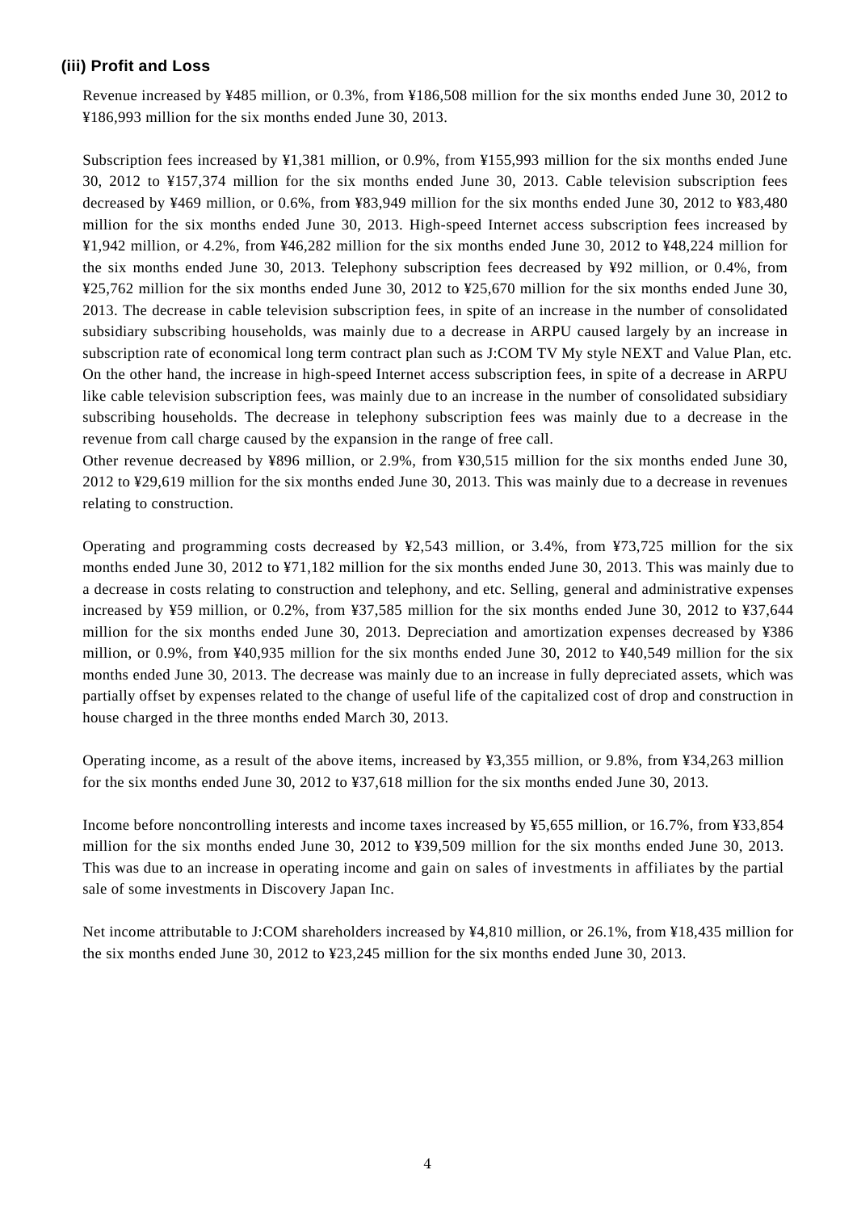### (iii) Profit and Loss

Revenue increased by ¥485 million, or 0.3%, from ¥186,508 million for the six months ended June 30, 2012 to ¥186,993 million for the six months ended June 30, 2013.

Subscription fees increased by ¥1,381 million, or 0.9%, from ¥155,993 million for the six months ended June 30, 2012 to ¥157,374 million for the six months ended June 30, 2013. Cable television subscription fees decreased by ¥469 million, or 0.6%, from ¥83,949 million for the six months ended June 30, 2012 to ¥83,480 million for the six months ended June 30, 2013. High-speed Internet access subscription fees increased by ¥1,942 million, or 4.2%, from ¥46,282 million for the six months ended June 30, 2012 to ¥48,224 million for the six months ended June 30, 2013. Telephony subscription fees decreased by ¥92 million, or 0.4%, from ¥25,762 million for the six months ended June 30, 2012 to ¥25,670 million for the six months ended June 30, 2013. The decrease in cable television subscription fees, in spite of an increase in the number of consolidated subsidiary subscribing households, was mainly due to a decrease in ARPU caused largely by an increase in subscription rate of economical long term contract plan such as J:COM TV My style NEXT and Value Plan, etc. On the other hand, the increase in high-speed Internet access subscription fees, in spite of a decrease in ARPU like cable television subscription fees, was mainly due to an increase in the number of consolidated subsidiary subscribing households. The decrease in telephony subscription fees was mainly due to a decrease in the revenue from call charge caused by the expansion in the range of free call.

Other revenue decreased by ¥896 million, or 2.9%, from ¥30,515 million for the six months ended June 30, 2012 to ¥29,619 million for the six months ended June 30, 2013. This was mainly due to a decrease in revenues relating to construction.

Operating and programming costs decreased by ¥2,543 million, or 3.4%, from ¥73,725 million for the six months ended June 30, 2012 to ¥71,182 million for the six months ended June 30, 2013. This was mainly due to a decrease in costs relating to construction and telephony, and etc. Selling, general and administrative expenses increased by ¥59 million, or 0.2%, from ¥37,585 million for the six months ended June 30, 2012 to ¥37,644 million for the six months ended June 30, 2013. Depreciation and amortization expenses decreased by ¥386 million, or 0.9%, from ¥40,935 million for the six months ended June 30, 2012 to ¥40,549 million for the six months ended June 30, 2013. The decrease was mainly due to an increase in fully depreciated assets, which was partially offset by expenses related to the change of useful life of the capitalized cost of drop and construction in house charged in the three months ended March 30, 2013.

Operating income, as a result of the above items, increased by ¥3,355 million, or 9.8%, from ¥34,263 million for the six months ended June 30, 2012 to ¥37,618 million for the six months ended June 30, 2013.

Income before noncontrolling interests and income taxes increased by ¥5,655 million, or 16.7%, from ¥33,854 million for the six months ended June 30, 2012 to ¥39,509 million for the six months ended June 30, 2013. This was due to an increase in operating income and gain on sales of investments in affiliates by the partial sale of some investments in Discovery Japan Inc.

Net income attributable to J:COM shareholders increased by ¥4,810 million, or 26.1%, from ¥18,435 million for the six months ended June 30, 2012 to ¥23,245 million for the six months ended June 30, 2013.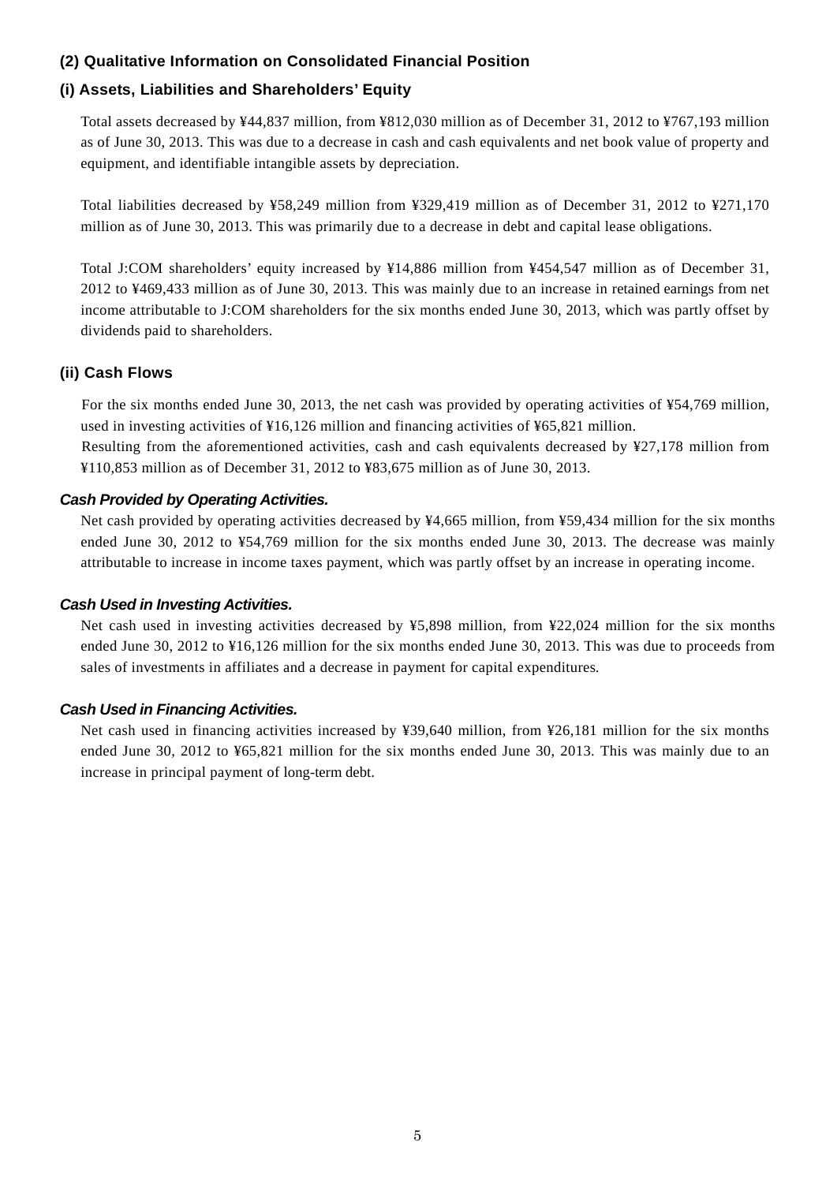## (2) Qualitative Information on Consolidated Financial Position

### (i) Assets, Liabilities and Shareholders' Equity

Total assets decreased by ¥44,837 million, from ¥812,030 million as of December 31, 2012 to ¥767,193 million as of June 30, 2013. This was due to a decrease in cash and cash equivalents and net book value of property and equipment, and identifiable intangible assets by depreciation.

Total liabilities decreased by ¥58,249 million from ¥329,419 million as of December 31, 2012 to ¥271,170 million as of June 30, 2013. This was primarily due to a decrease in debt and capital lease obligations.

Total J:COM shareholders' equity increased by ¥14,886 million from ¥454,547 million as of December 31, 2012 to ¥469,433 million as of June 30, 2013. This was mainly due to an increase in retained earnings from net income attributable to J:COM shareholders for the six months ended June 30, 2013, which was partly offset by dividends paid to shareholders.

### (ii) Cash Flows

For the six months ended June 30, 2013, the net cash was provided by operating activities of ¥54,769 million, used in investing activities of ¥16,126 million and financing activities of ¥65,821 million.

Resulting from the aforementioned activities, cash and cash equivalents decreased by ¥27,178 million from ¥110,853 million as of December 31, 2012 to ¥83,675 million as of June 30, 2013.

***Cash Provided by Operating Activities.***

Net cash provided by operating activities decreased by ¥4,665 million, from ¥59,434 million for the six months ended June 30, 2012 to ¥54,769 million for the six months ended June 30, 2013. The decrease was mainly attributable to increase in income taxes payment, which was partly offset by an increase in operating income.

***Cash Used in Investing Activities.***

Net cash used in investing activities decreased by ¥5,898 million, from ¥22,024 million for the six months ended June 30, 2012 to ¥16,126 million for the six months ended June 30, 2013. This was due to proceeds from sales of investments in affiliates and a decrease in payment for capital expenditures.

***Cash Used in Financing Activities.***

Net cash used in financing activities increased by ¥39,640 million, from ¥26,181 million for the six months ended June 30, 2012 to ¥65,821 million for the six months ended June 30, 2013. This was mainly due to an increase in principal payment of long-term debt.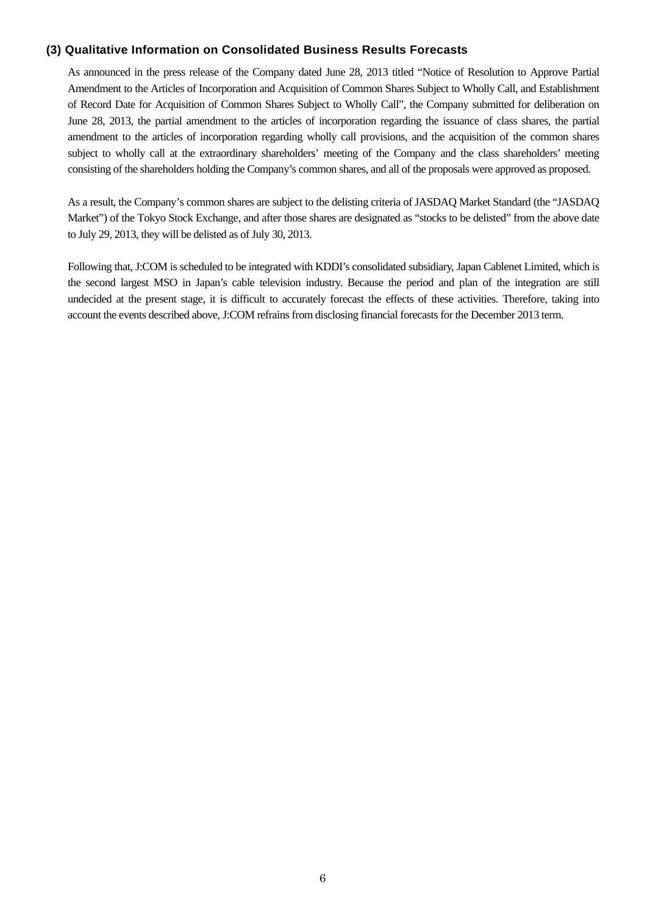### (3) Qualitative Information on Consolidated Business Results Forecasts

As announced in the press release of the Company dated June 28, 2013 titled "Notice of Resolution to Approve Partial Amendment to the Articles of Incorporation and Acquisition of Common Shares Subject to Wholly Call, and Establishment of Record Date for Acquisition of Common Shares Subject to Wholly Call", the Company submitted for deliberation on June 28, 2013, the partial amendment to the articles of incorporation regarding the issuance of class shares, the partial amendment to the articles of incorporation regarding wholly call provisions, and the acquisition of the common shares subject to wholly call at the extraordinary shareholders' meeting of the Company and the class shareholders' meeting consisting of the shareholders holding the Company's common shares, and all of the proposals were approved as proposed.

As a result, the Company's common shares are subject to the delisting criteria of JASDAQ Market Standard (the "JASDAQ Market") of the Tokyo Stock Exchange, and after those shares are designated as "stocks to be delisted" from the above date to July 29, 2013, they will be delisted as of July 30, 2013.

Following that, J:COM is scheduled to be integrated with KDDI's consolidated subsidiary, Japan Cablenet Limited, which is the second largest MSO in Japan's cable television industry. Because the period and plan of the integration are still undecided at the present stage, it is difficult to accurately forecast the effects of these activities. Therefore, taking into account the events described above, J:COM refrains from disclosing financial forecasts for the December 2013 term.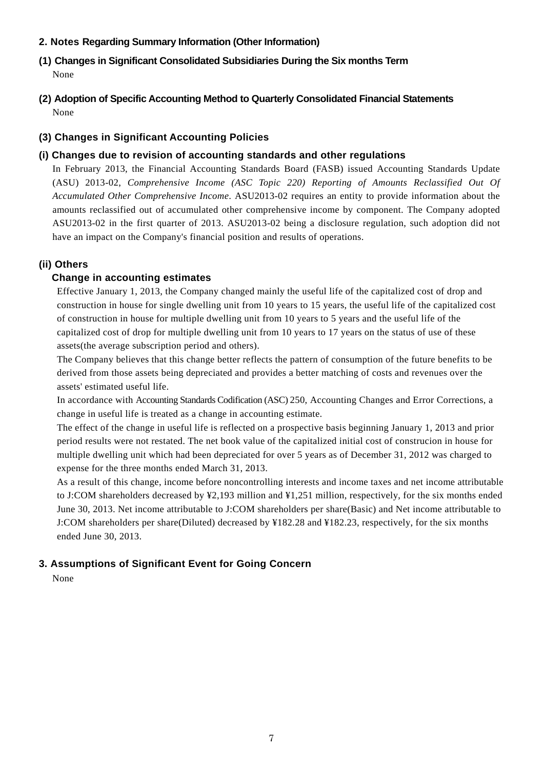## 2. Notes Regarding Summary Information (Other Information)

### (1) Changes in Significant Consolidated Subsidiaries During the Six months Term

None

### (2) Adoption of Specific Accounting Method to Quarterly Consolidated Financial Statements

None

### (3) Changes in Significant Accounting Policies

#### (i) Changes due to revision of accounting standards and other regulations

In February 2013, the Financial Accounting Standards Board (FASB) issued Accounting Standards Update (ASU) 2013-02, *Comprehensive Income (ASC Topic 220) Reporting of Amounts Reclassified Out Of Accumulated Other Comprehensive Income*. ASU2013-02 requires an entity to provide information about the amounts reclassified out of accumulated other comprehensive income by component. The Company adopted ASU2013-02 in the first quarter of 2013. ASU2013-02 being a disclosure regulation, such adoption did not have an impact on the Company's financial position and results of operations.

#### (ii) Others

**Change in accounting estimates**

Effective January 1, 2013, the Company changed mainly the useful life of the capitalized cost of drop and construction in house for single dwelling unit from 10 years to 15 years, the useful life of the capitalized cost of construction in house for multiple dwelling unit from 10 years to 5 years and the useful life of the capitalized cost of drop for multiple dwelling unit from 10 years to 17 years on the status of use of these assets(the average subscription period and others).

The Company believes that this change better reflects the pattern of consumption of the future benefits to be derived from those assets being depreciated and provides a better matching of costs and revenues over the assets' estimated useful life.

In accordance with Accounting Standards Codification (ASC) 250, Accounting Changes and Error Corrections, a change in useful life is treated as a change in accounting estimate.

The effect of the change in useful life is reflected on a prospective basis beginning January 1, 2013 and prior period results were not restated. The net book value of the capitalized initial cost of construcion in house for multiple dwelling unit which had been depreciated for over 5 years as of December 31, 2012 was charged to expense for the three months ended March 31, 2013.

As a result of this change, income before noncontrolling interests and income taxes and net income attributable to J:COM shareholders decreased by ¥2,193 million and ¥1,251 million, respectively, for the six months ended June 30, 2013. Net income attributable to J:COM shareholders per share(Basic) and Net income attributable to J:COM shareholders per share(Diluted) decreased by ¥182.28 and ¥182.23, respectively, for the six months ended June 30, 2013.

## 3. Assumptions of Significant Event for Going Concern

None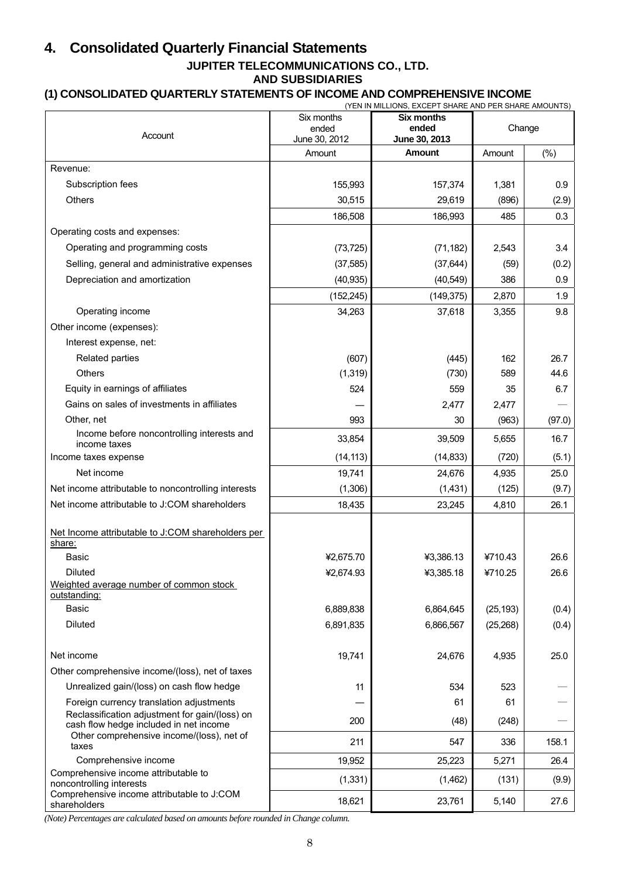# 4. Consolidated Quarterly Financial Statements

**JUPITER TELECOMMUNICATIONS CO., LTD.**
**AND SUBSIDIARIES**

### (1) CONSOLIDATED QUARTERLY STATEMENTS OF INCOME AND COMPREHENSIVE INCOME

(YEN IN MILLIONS, EXCEPT SHARE AND PER SHARE AMOUNTS)

| Account | Six months ended June 30, 2012 | **Six months ended June 30, 2013** | Change | |
|---|---|---|---|---|
| | Amount | **Amount** | Amount | (%) |
| Revenue: | | | | |
| Subscription fees | 155,993 | 157,374 | 1,381 | 0.9 |
| Others | 30,515 | 29,619 | (896) | (2.9) |
| | 186,508 | 186,993 | 485 | 0.3 |
| Operating costs and expenses: | | | | |
| Operating and programming costs | (73,725) | (71,182) | 2,543 | 3.4 |
| Selling, general and administrative expenses | (37,585) | (37,644) | (59) | (0.2) |
| Depreciation and amortization | (40,935) | (40,549) | 386 | 0.9 |
| | (152,245) | (149,375) | 2,870 | 1.9 |
| Operating income | 34,263 | 37,618 | 3,355 | 9.8 |
| Other income (expenses): | | | | |
| Interest expense, net: | | | | |
| Related parties | (607) | (445) | 162 | 26.7 |
| Others | (1,319) | (730) | 589 | 44.6 |
| Equity in earnings of affiliates | 524 | 559 | 35 | 6.7 |
| Gains on sales of investments in affiliates | — | 2,477 | 2,477 | — |
| Other, net | 993 | 30 | (963) | (97.0) |
| Income before noncontrolling interests and income taxes | 33,854 | 39,509 | 5,655 | 16.7 |
| Income taxes expense | (14,113) | (14,833) | (720) | (5.1) |
| Net income | 19,741 | 24,676 | 4,935 | 25.0 |
| Net income attributable to noncontrolling interests | (1,306) | (1,431) | (125) | (9.7) |
| Net income attributable to J:COM shareholders | 18,435 | 23,245 | 4,810 | 26.1 |
| Net Income attributable to J:COM shareholders per share: | | | | |
| Basic | ¥2,675.70 | ¥3,386.13 | ¥710.43 | 26.6 |
| Diluted | ¥2,674.93 | ¥3,385.18 | ¥710.25 | 26.6 |
| Weighted average number of common stock outstanding: | | | | |
| Basic | 6,889,838 | 6,864,645 | (25,193) | (0.4) |
| Diluted | 6,891,835 | 6,866,567 | (25,268) | (0.4) |
| Net income | 19,741 | 24,676 | 4,935 | 25.0 |
| Other comprehensive income/(loss), net of taxes | | | | |
| Unrealized gain/(loss) on cash flow hedge | 11 | 534 | 523 | — |
| Foreign currency translation adjustments | — | 61 | 61 | — |
| Reclassification adjustment for gain/(loss) on cash flow hedge included in net income | 200 | (48) | (248) | — |
| Other comprehensive income/(loss), net of taxes | 211 | 547 | 336 | 158.1 |
| Comprehensive income | 19,952 | 25,223 | 5,271 | 26.4 |
| Comprehensive income attributable to noncontrolling interests | (1,331) | (1,462) | (131) | (9.9) |
| Comprehensive income attributable to J:COM shareholders | 18,621 | 23,761 | 5,140 | 27.6 |

*(Note) Percentages are calculated based on amounts before rounded in Change column.*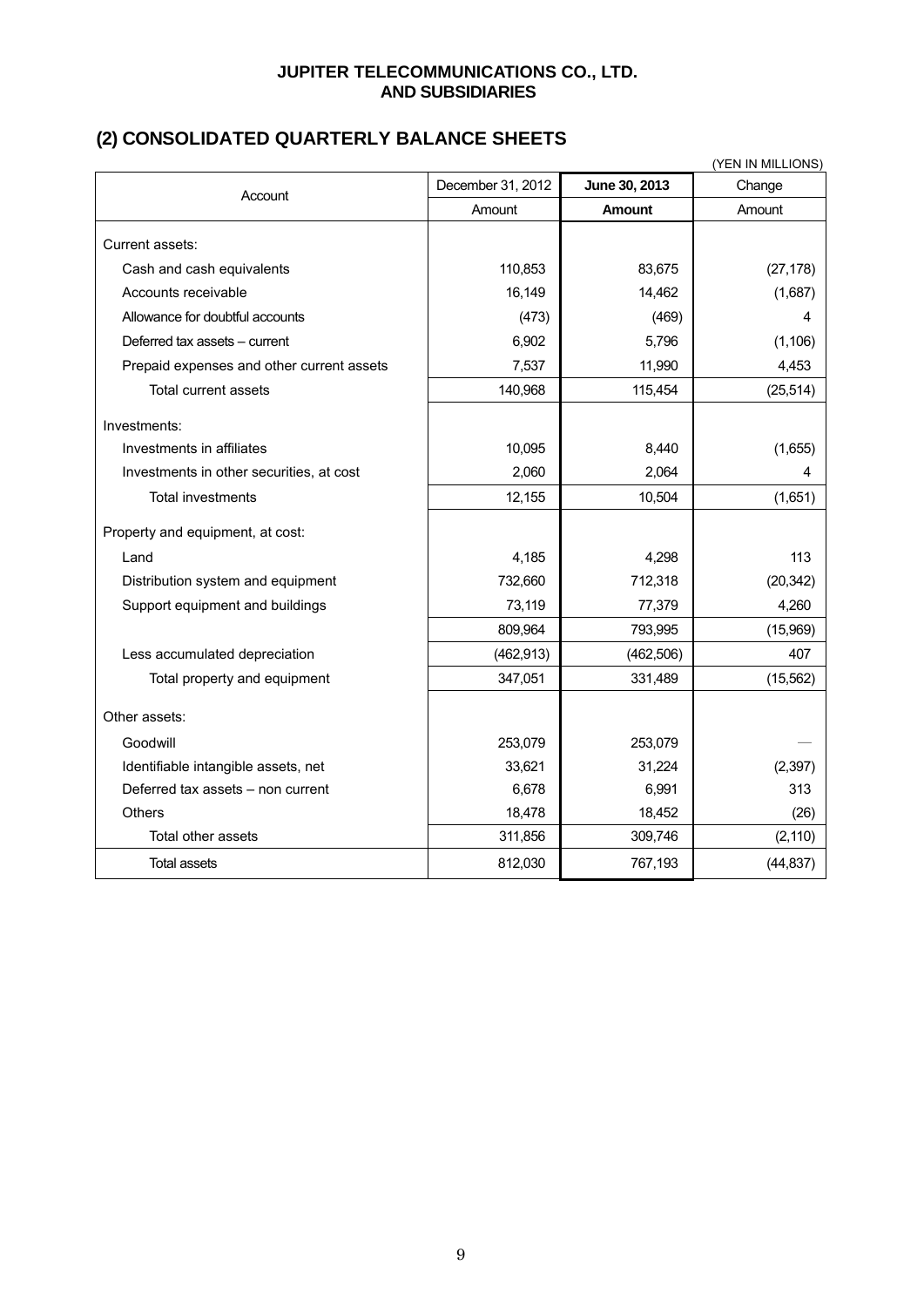**JUPITER TELECOMMUNICATIONS CO., LTD.**
**AND SUBSIDIARIES**

## (2) CONSOLIDATED QUARTERLY BALANCE SHEETS

(YEN IN MILLIONS)

| Account | December 31, 2012 | **June 30, 2013** | Change |
|---|---|---|---|
| | Amount | **Amount** | Amount |
| Current assets: | | | |
| Cash and cash equivalents | 110,853 | 83,675 | (27,178) |
| Accounts receivable | 16,149 | 14,462 | (1,687) |
| Allowance for doubtful accounts | (473) | (469) | 4 |
| Deferred tax assets – current | 6,902 | 5,796 | (1,106) |
| Prepaid expenses and other current assets | 7,537 | 11,990 | 4,453 |
| Total current assets | 140,968 | 115,454 | (25,514) |
| Investments: | | | |
| Investments in affiliates | 10,095 | 8,440 | (1,655) |
| Investments in other securities, at cost | 2,060 | 2,064 | 4 |
| Total investments | 12,155 | 10,504 | (1,651) |
| Property and equipment, at cost: | | | |
| Land | 4,185 | 4,298 | 113 |
| Distribution system and equipment | 732,660 | 712,318 | (20,342) |
| Support equipment and buildings | 73,119 | 77,379 | 4,260 |
| | 809,964 | 793,995 | (15,969) |
| Less accumulated depreciation | (462,913) | (462,506) | 407 |
| Total property and equipment | 347,051 | 331,489 | (15,562) |
| Other assets: | | | |
| Goodwill | 253,079 | 253,079 | — |
| Identifiable intangible assets, net | 33,621 | 31,224 | (2,397) |
| Deferred tax assets – non current | 6,678 | 6,991 | 313 |
| Others | 18,478 | 18,452 | (26) |
| Total other assets | 311,856 | 309,746 | (2,110) |
| Total assets | 812,030 | 767,193 | (44,837) |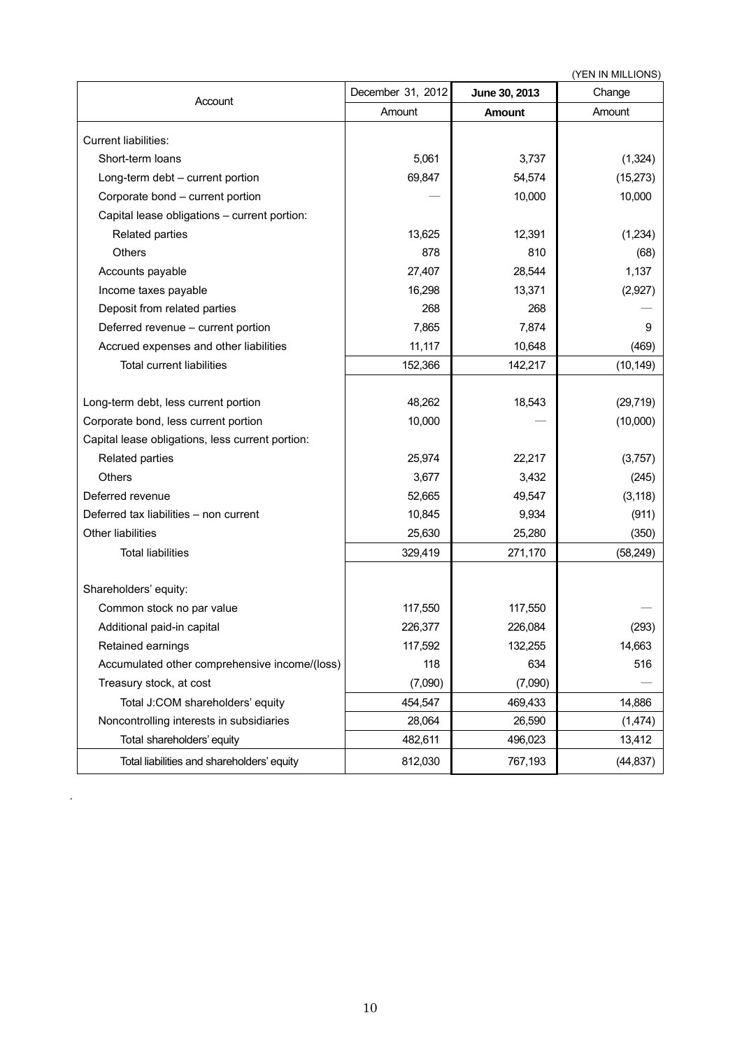(YEN IN MILLIONS)

| Account | December 31, 2012 | **June 30, 2013** | Change |
|---|---|---|---|
| | Amount | **Amount** | Amount |
| Current liabilities: | | | |
| Short-term loans | 5,061 | 3,737 | (1,324) |
| Long-term debt – current portion | 69,847 | 54,574 | (15,273) |
| Corporate bond – current portion | — | 10,000 | 10,000 |
| Capital lease obligations – current portion: | | | |
| Related parties | 13,625 | 12,391 | (1,234) |
| Others | 878 | 810 | (68) |
| Accounts payable | 27,407 | 28,544 | 1,137 |
| Income taxes payable | 16,298 | 13,371 | (2,927) |
| Deposit from related parties | 268 | 268 | — |
| Deferred revenue – current portion | 7,865 | 7,874 | 9 |
| Accrued expenses and other liabilities | 11,117 | 10,648 | (469) |
| Total current liabilities | 152,366 | 142,217 | (10,149) |
| Long-term debt, less current portion | 48,262 | 18,543 | (29,719) |
| Corporate bond, less current portion | 10,000 | — | (10,000) |
| Capital lease obligations, less current portion: | | | |
| Related parties | 25,974 | 22,217 | (3,757) |
| Others | 3,677 | 3,432 | (245) |
| Deferred revenue | 52,665 | 49,547 | (3,118) |
| Deferred tax liabilities – non current | 10,845 | 9,934 | (911) |
| Other liabilities | 25,630 | 25,280 | (350) |
| Total liabilities | 329,419 | 271,170 | (58,249) |
| Shareholders' equity: | | | |
| Common stock no par value | 117,550 | 117,550 | — |
| Additional paid-in capital | 226,377 | 226,084 | (293) |
| Retained earnings | 117,592 | 132,255 | 14,663 |
| Accumulated other comprehensive income/(loss) | 118 | 634 | 516 |
| Treasury stock, at cost | (7,090) | (7,090) | — |
| Total J:COM shareholders' equity | 454,547 | 469,433 | 14,886 |
| Noncontrolling interests in subsidiaries | 28,064 | 26,590 | (1,474) |
| Total shareholders' equity | 482,611 | 496,023 | 13,412 |
| Total liabilities and shareholders' equity | 812,030 | 767,193 | (44,837) |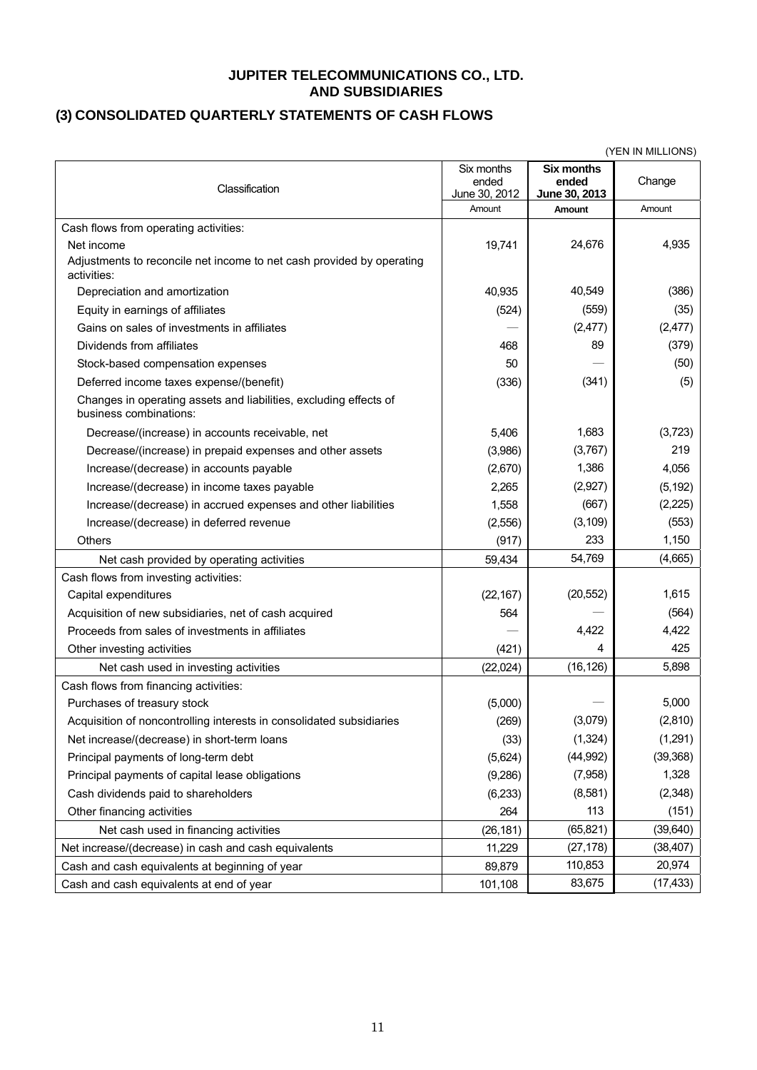# JUPITER TELECOMMUNICATIONS CO., LTD.
# AND SUBSIDIARIES

## (3) CONSOLIDATED QUARTERLY STATEMENTS OF CASH FLOWS

(YEN IN MILLIONS)

| Classification | Six months ended June 30, 2012 | **Six months ended June 30, 2013** | Change |
|---|---|---|---|
| | Amount | **Amount** | Amount |
| Cash flows from operating activities: | | | |
| Net income | 19,741 | 24,676 | 4,935 |
| Adjustments to reconcile net income to net cash provided by operating activities: | | | |
| Depreciation and amortization | 40,935 | 40,549 | (386) |
| Equity in earnings of affiliates | (524) | (559) | (35) |
| Gains on sales of investments in affiliates | — | (2,477) | (2,477) |
| Dividends from affiliates | 468 | 89 | (379) |
| Stock-based compensation expenses | 50 | — | (50) |
| Deferred income taxes expense/(benefit) | (336) | (341) | (5) |
| Changes in operating assets and liabilities, excluding effects of business combinations: | | | |
| Decrease/(increase) in accounts receivable, net | 5,406 | 1,683 | (3,723) |
| Decrease/(increase) in prepaid expenses and other assets | (3,986) | (3,767) | 219 |
| Increase/(decrease) in accounts payable | (2,670) | 1,386 | 4,056 |
| Increase/(decrease) in income taxes payable | 2,265 | (2,927) | (5,192) |
| Increase/(decrease) in accrued expenses and other liabilities | 1,558 | (667) | (2,225) |
| Increase/(decrease) in deferred revenue | (2,556) | (3,109) | (553) |
| Others | (917) | 233 | 1,150 |
| Net cash provided by operating activities | 59,434 | 54,769 | (4,665) |
| Cash flows from investing activities: | | | |
| Capital expenditures | (22,167) | (20,552) | 1,615 |
| Acquisition of new subsidiaries, net of cash acquired | 564 | — | (564) |
| Proceeds from sales of investments in affiliates | — | 4,422 | 4,422 |
| Other investing activities | (421) | 4 | 425 |
| Net cash used in investing activities | (22,024) | (16,126) | 5,898 |
| Cash flows from financing activities: | | | |
| Purchases of treasury stock | (5,000) | — | 5,000 |
| Acquisition of noncontrolling interests in consolidated subsidiaries | (269) | (3,079) | (2,810) |
| Net increase/(decrease) in short-term loans | (33) | (1,324) | (1,291) |
| Principal payments of long-term debt | (5,624) | (44,992) | (39,368) |
| Principal payments of capital lease obligations | (9,286) | (7,958) | 1,328 |
| Cash dividends paid to shareholders | (6,233) | (8,581) | (2,348) |
| Other financing activities | 264 | 113 | (151) |
| Net cash used in financing activities | (26,181) | (65,821) | (39,640) |
| Net increase/(decrease) in cash and cash equivalents | 11,229 | (27,178) | (38,407) |
| Cash and cash equivalents at beginning of year | 89,879 | 110,853 | 20,974 |
| Cash and cash equivalents at end of year | 101,108 | 83,675 | (17,433) |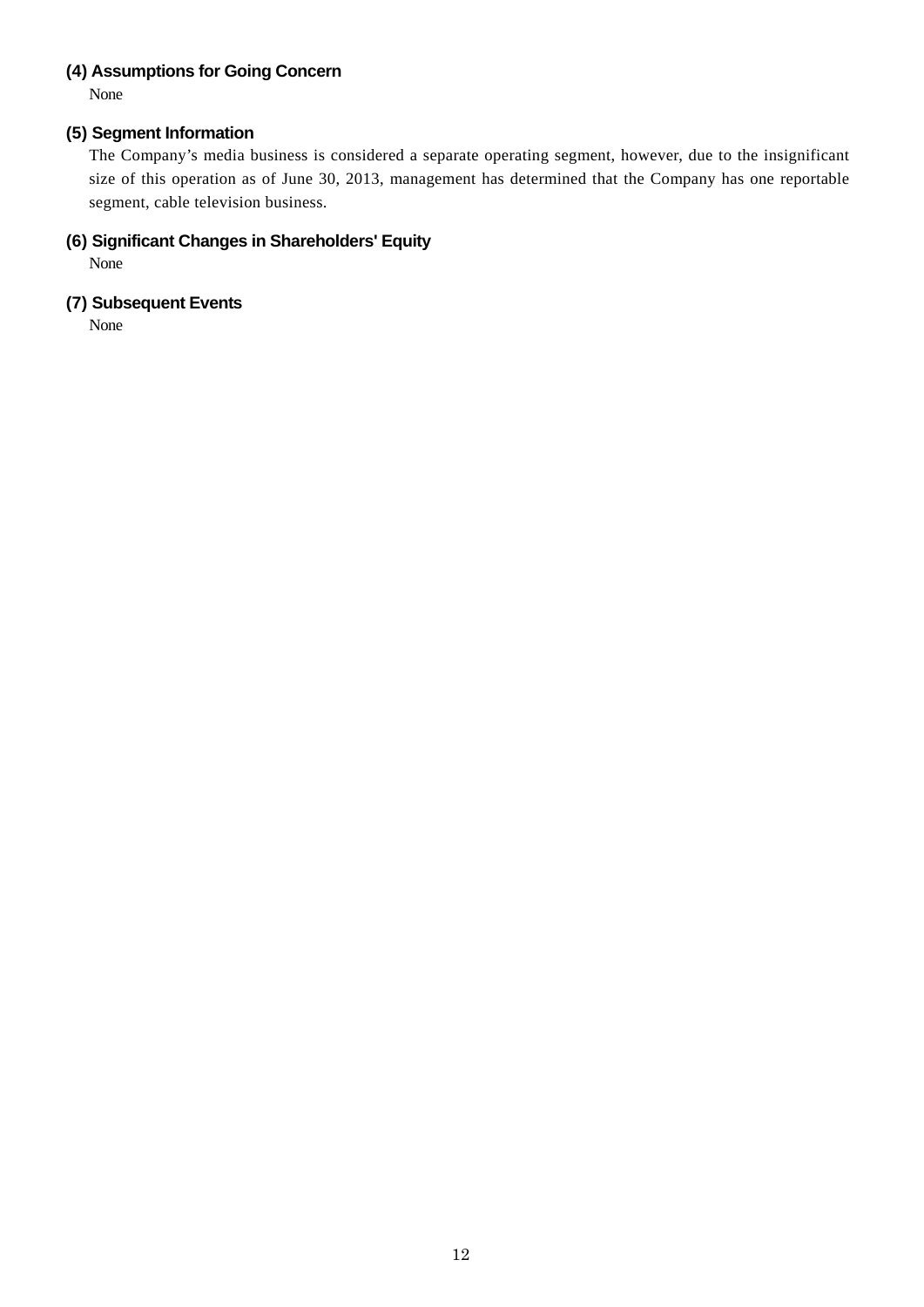### (4) Assumptions for Going Concern

None

### (5) Segment Information

The Company's media business is considered a separate operating segment, however, due to the insignificant size of this operation as of June 30, 2013, management has determined that the Company has one reportable segment, cable television business.

### (6) Significant Changes in Shareholders' Equity

None

### (7) Subsequent Events

None